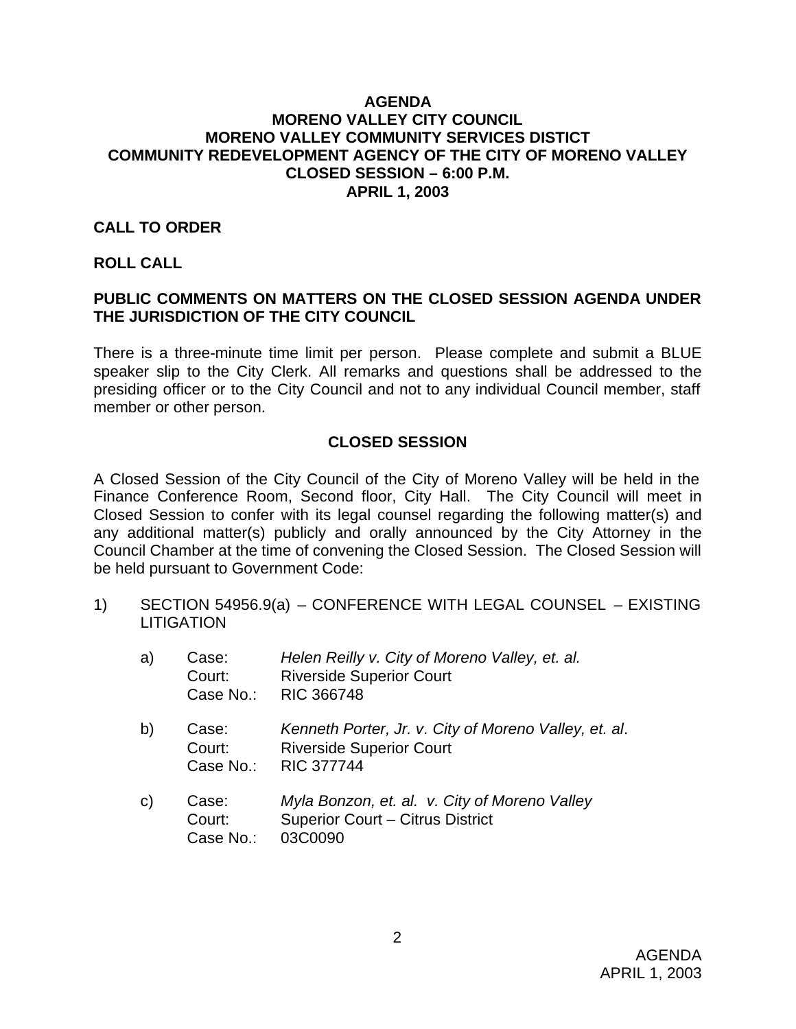**AGENDA**
**MORENO VALLEY CITY COUNCIL**
**MORENO VALLEY COMMUNITY SERVICES DISTICT**
**COMMUNITY REDEVELOPMENT AGENCY OF THE CITY OF MORENO VALLEY**
**CLOSED SESSION – 6:00 P.M.**
**APRIL 1, 2003**

**CALL TO ORDER**

**ROLL CALL**

**PUBLIC COMMENTS ON MATTERS ON THE CLOSED SESSION AGENDA UNDER THE JURISDICTION OF THE CITY COUNCIL**

There is a three-minute time limit per person. Please complete and submit a BLUE speaker slip to the City Clerk. All remarks and questions shall be addressed to the presiding officer or to the City Council and not to any individual Council member, staff member or other person.

**CLOSED SESSION**

A Closed Session of the City Council of the City of Moreno Valley will be held in the Finance Conference Room, Second floor, City Hall. The City Council will meet in Closed Session to confer with its legal counsel regarding the following matter(s) and any additional matter(s) publicly and orally announced by the City Attorney in the Council Chamber at the time of convening the Closed Session. The Closed Session will be held pursuant to Government Code:

1) SECTION 54956.9(a) – CONFERENCE WITH LEGAL COUNSEL – EXISTING LITIGATION

   a) Case: *Helen Reilly v. City of Moreno Valley, et. al.*
      Court: Riverside Superior Court
      Case No.: RIC 366748

   b) Case: *Kenneth Porter, Jr. v. City of Moreno Valley, et. al*.
      Court: Riverside Superior Court
      Case No.: RIC 377744

   c) Case: *Myla Bonzon, et. al. v. City of Moreno Valley*
      Court: Superior Court – Citrus District
      Case No.: 03C0090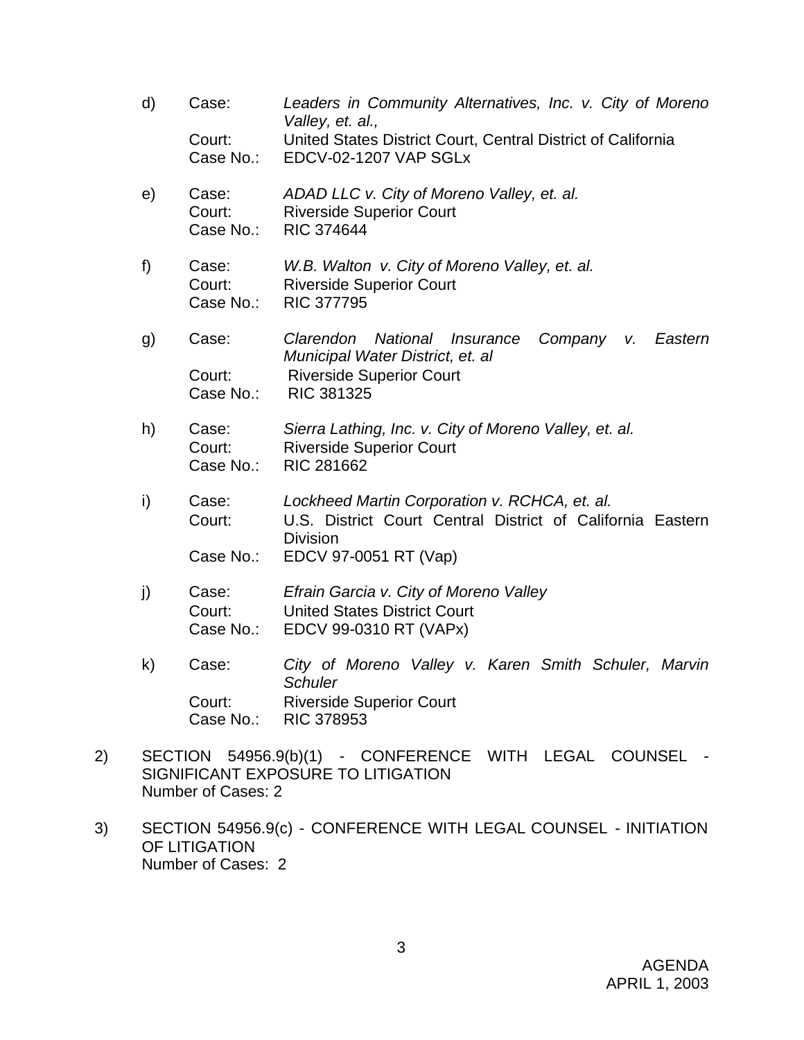d) Case: *Leaders in Community Alternatives, Inc. v. City of Moreno Valley, et. al.,*
   Court: United States District Court, Central District of California
   Case No.: EDCV-02-1207 VAP SGLx

e) Case: *ADAD LLC v. City of Moreno Valley, et. al.*
   Court: Riverside Superior Court
   Case No.: RIC 374644

f) Case: *W.B. Walton v. City of Moreno Valley, et. al.*
   Court: Riverside Superior Court
   Case No.: RIC 377795

g) Case: *Clarendon National Insurance Company v. Eastern Municipal Water District, et. al*
   Court: Riverside Superior Court
   Case No.: RIC 381325

h) Case: *Sierra Lathing, Inc. v. City of Moreno Valley, et. al.*
   Court: Riverside Superior Court
   Case No.: RIC 281662

i) Case: *Lockheed Martin Corporation v. RCHCA, et. al.*
   Court: U.S. District Court Central District of California Eastern Division
   Case No.: EDCV 97-0051 RT (Vap)

j) Case: *Efrain Garcia v. City of Moreno Valley*
   Court: United States District Court
   Case No.: EDCV 99-0310 RT (VAPx)

k) Case: *City of Moreno Valley v. Karen Smith Schuler, Marvin Schuler*
   Court: Riverside Superior Court
   Case No.: RIC 378953

2) SECTION 54956.9(b)(1) - CONFERENCE WITH LEGAL COUNSEL - SIGNIFICANT EXPOSURE TO LITIGATION
   Number of Cases: 2

3) SECTION 54956.9(c) - CONFERENCE WITH LEGAL COUNSEL - INITIATION OF LITIGATION
   Number of Cases: 2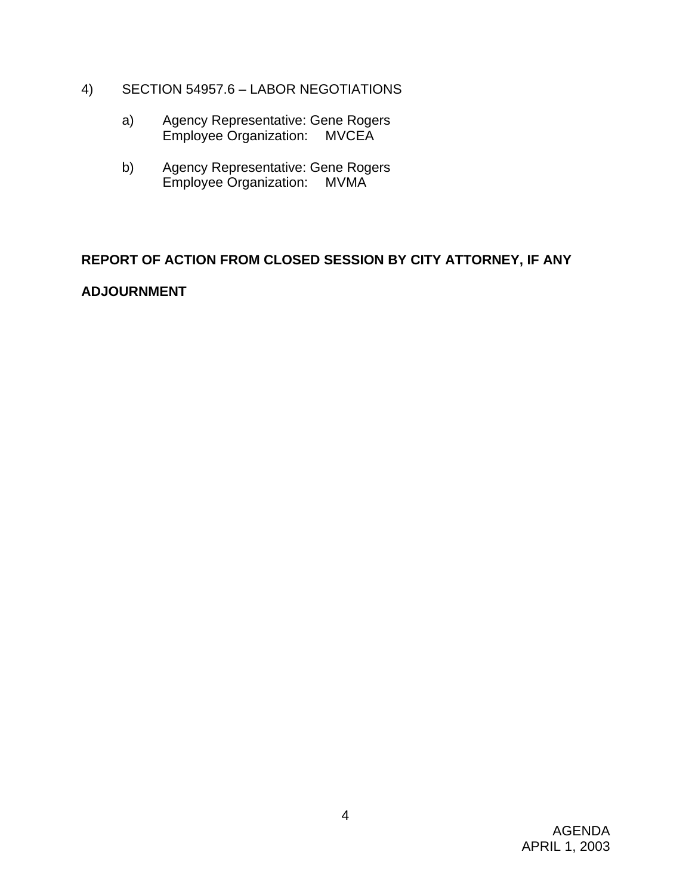4) SECTION 54957.6 – LABOR NEGOTIATIONS

   a) Agency Representative: Gene Rogers
      Employee Organization: MVCEA

   b) Agency Representative: Gene Rogers
      Employee Organization: MVMA

**REPORT OF ACTION FROM CLOSED SESSION BY CITY ATTORNEY, IF ANY**

**ADJOURNMENT**